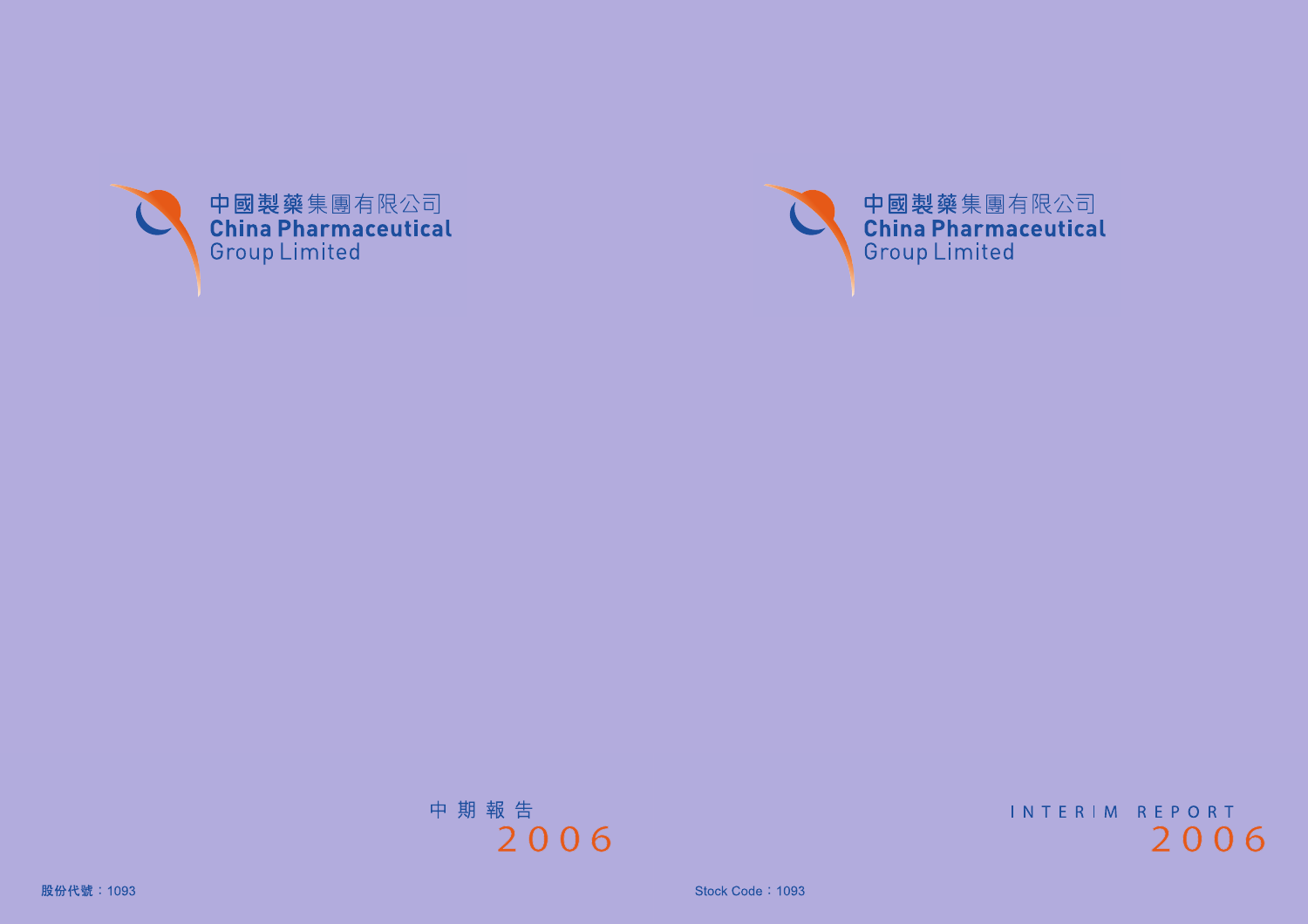中國製藥集團有限公司
**China Pharmaceutical**
Group Limited

中 期 報 告
2006

股份代號：1093

中國製藥集團有限公司
**China Pharmaceutical**
Group Limited

INTERIM REPORT
2006

Stock Code：1093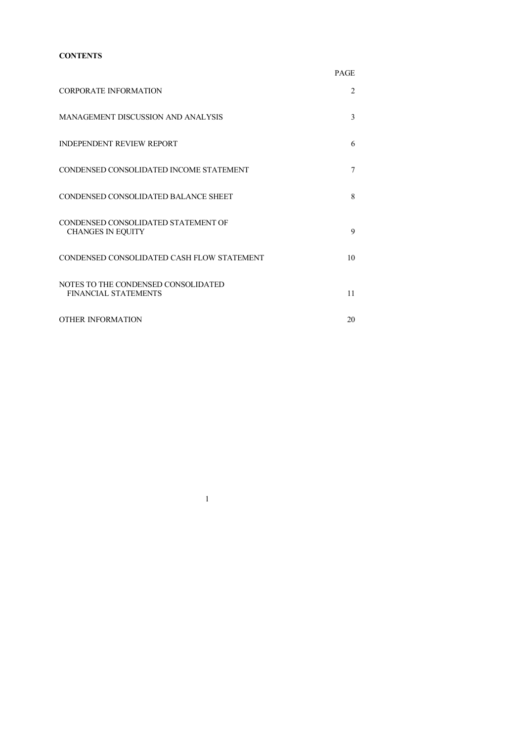**CONTENTS**

| | PAGE |
|---|---|
| CORPORATE INFORMATION | 2 |
| MANAGEMENT DISCUSSION AND ANALYSIS | 3 |
| INDEPENDENT REVIEW REPORT | 6 |
| CONDENSED CONSOLIDATED INCOME STATEMENT | 7 |
| CONDENSED CONSOLIDATED BALANCE SHEET | 8 |
| CONDENSED CONSOLIDATED STATEMENT OF CHANGES IN EQUITY | 9 |
| CONDENSED CONSOLIDATED CASH FLOW STATEMENT | 10 |
| NOTES TO THE CONDENSED CONSOLIDATED FINANCIAL STATEMENTS | 11 |
| OTHER INFORMATION | 20 |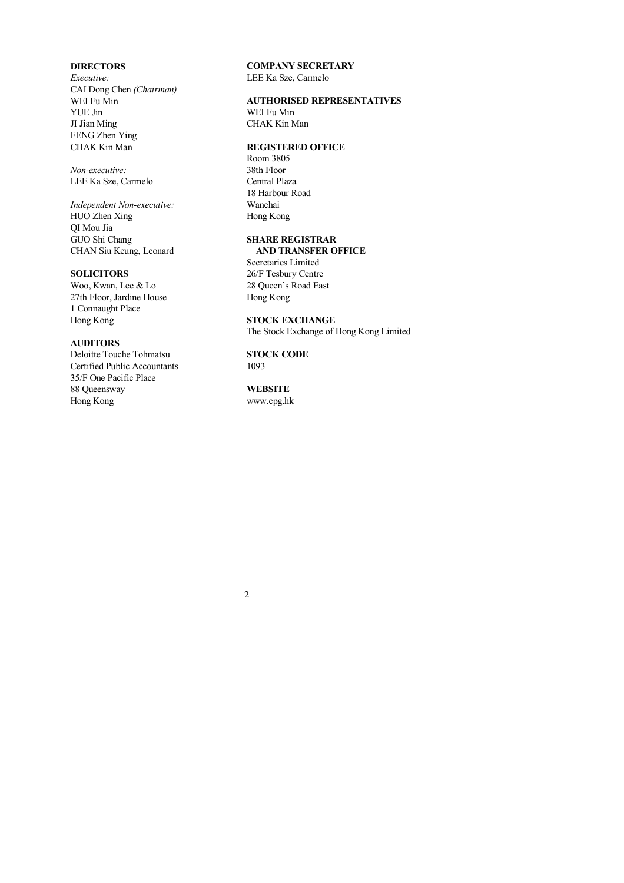**DIRECTORS**

*Executive:*
CAI Dong Chen *(Chairman)*
WEI Fu Min
YUE Jin
JI Jian Ming
FENG Zhen Ying
CHAK Kin Man

*Non-executive:*
LEE Ka Sze, Carmelo

*Independent Non-executive:*
HUO Zhen Xing
QI Mou Jia
GUO Shi Chang
CHAN Siu Keung, Leonard

**SOLICITORS**

Woo, Kwan, Lee & Lo
27th Floor, Jardine House
1 Connaught Place
Hong Kong

**AUDITORS**

Deloitte Touche Tohmatsu
Certified Public Accountants
35/F One Pacific Place
88 Queensway
Hong Kong

**COMPANY SECRETARY**

LEE Ka Sze, Carmelo

**AUTHORISED REPRESENTATIVES**

WEI Fu Min
CHAK Kin Man

**REGISTERED OFFICE**

Room 3805
38th Floor
Central Plaza
18 Harbour Road
Wanchai
Hong Kong

**SHARE REGISTRAR AND TRANSFER OFFICE**

Secretaries Limited
26/F Tesbury Centre
28 Queen's Road East
Hong Kong

**STOCK EXCHANGE**

The Stock Exchange of Hong Kong Limited

**STOCK CODE**

1093

**WEBSITE**

www.cpg.hk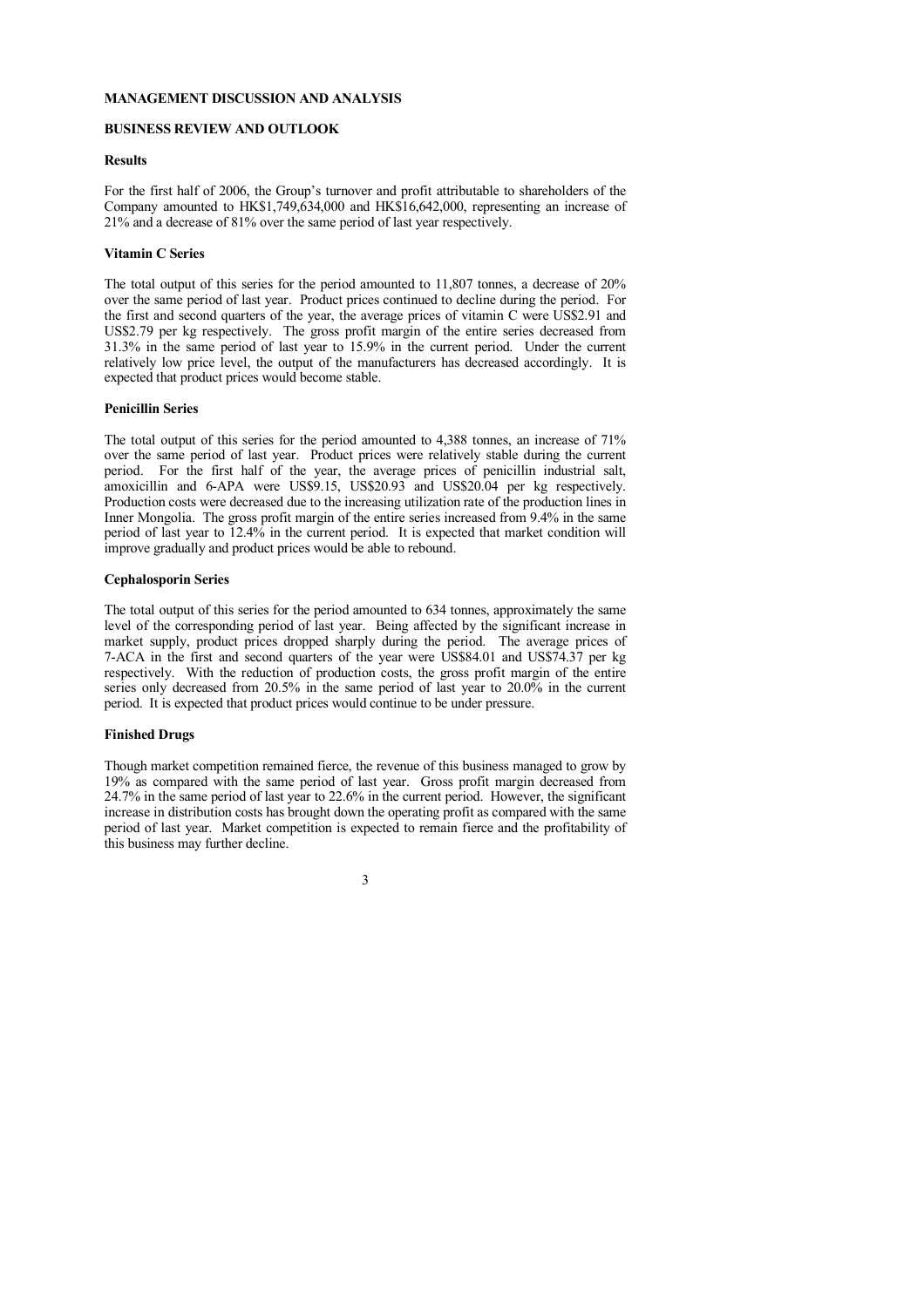## MANAGEMENT DISCUSSION AND ANALYSIS

### BUSINESS REVIEW AND OUTLOOK

#### Results

For the first half of 2006, the Group's turnover and profit attributable to shareholders of the Company amounted to HK$1,749,634,000 and HK$16,642,000, representing an increase of 21% and a decrease of 81% over the same period of last year respectively.

#### Vitamin C Series

The total output of this series for the period amounted to 11,807 tonnes, a decrease of 20% over the same period of last year. Product prices continued to decline during the period. For the first and second quarters of the year, the average prices of vitamin C were US$2.91 and US$2.79 per kg respectively. The gross profit margin of the entire series decreased from 31.3% in the same period of last year to 15.9% in the current period. Under the current relatively low price level, the output of the manufacturers has decreased accordingly. It is expected that product prices would become stable.

#### Penicillin Series

The total output of this series for the period amounted to 4,388 tonnes, an increase of 71% over the same period of last year. Product prices were relatively stable during the current period. For the first half of the year, the average prices of penicillin industrial salt, amoxicillin and 6-APA were US$9.15, US$20.93 and US$20.04 per kg respectively. Production costs were decreased due to the increasing utilization rate of the production lines in Inner Mongolia. The gross profit margin of the entire series increased from 9.4% in the same period of last year to 12.4% in the current period. It is expected that market condition will improve gradually and product prices would be able to rebound.

#### Cephalosporin Series

The total output of this series for the period amounted to 634 tonnes, approximately the same level of the corresponding period of last year. Being affected by the significant increase in market supply, product prices dropped sharply during the period. The average prices of 7-ACA in the first and second quarters of the year were US$84.01 and US$74.37 per kg respectively. With the reduction of production costs, the gross profit margin of the entire series only decreased from 20.5% in the same period of last year to 20.0% in the current period. It is expected that product prices would continue to be under pressure.

#### Finished Drugs

Though market competition remained fierce, the revenue of this business managed to grow by 19% as compared with the same period of last year. Gross profit margin decreased from 24.7% in the same period of last year to 22.6% in the current period. However, the significant increase in distribution costs has brought down the operating profit as compared with the same period of last year. Market competition is expected to remain fierce and the profitability of this business may further decline.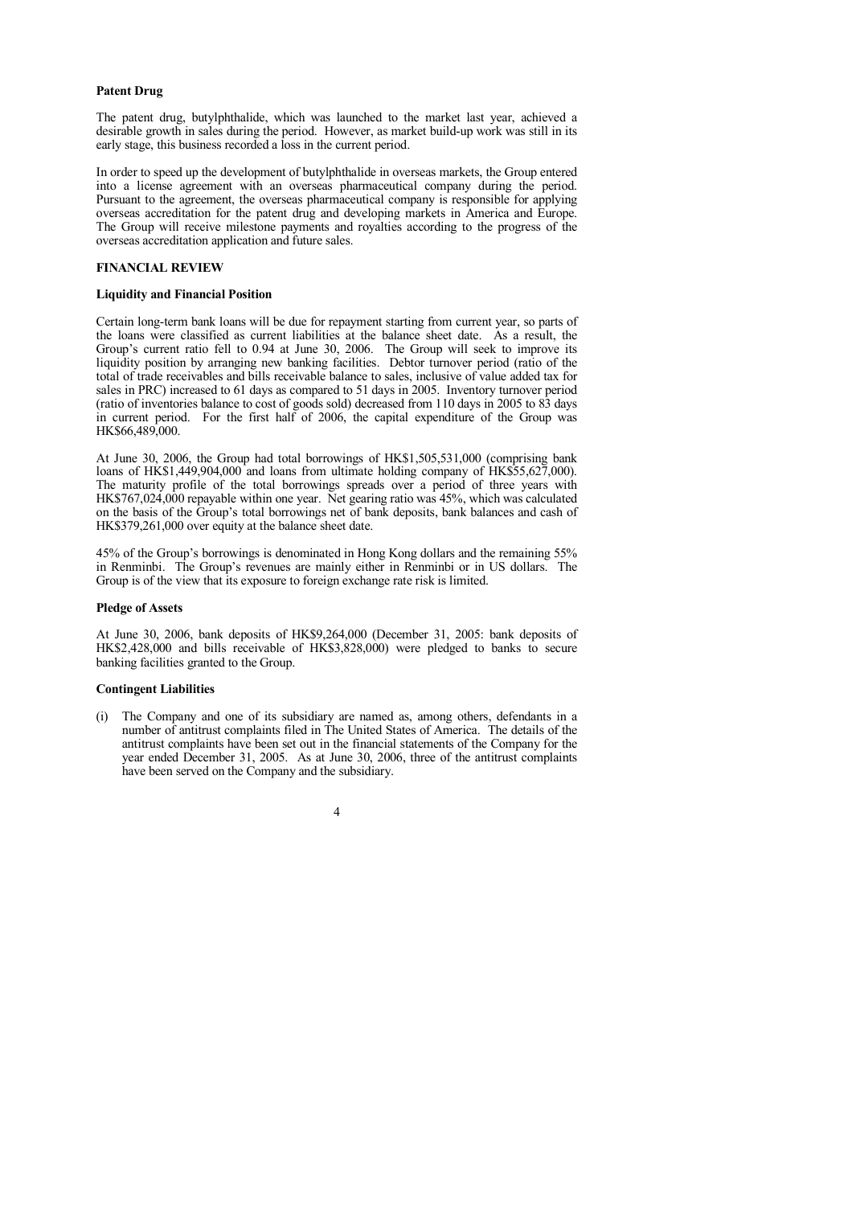**Patent Drug**

The patent drug, butylphthalide, which was launched to the market last year, achieved a desirable growth in sales during the period. However, as market build-up work was still in its early stage, this business recorded a loss in the current period.

In order to speed up the development of butylphthalide in overseas markets, the Group entered into a license agreement with an overseas pharmaceutical company during the period. Pursuant to the agreement, the overseas pharmaceutical company is responsible for applying overseas accreditation for the patent drug and developing markets in America and Europe. The Group will receive milestone payments and royalties according to the progress of the overseas accreditation application and future sales.

## FINANCIAL REVIEW

**Liquidity and Financial Position**

Certain long-term bank loans will be due for repayment starting from current year, so parts of the loans were classified as current liabilities at the balance sheet date. As a result, the Group's current ratio fell to 0.94 at June 30, 2006. The Group will seek to improve its liquidity position by arranging new banking facilities. Debtor turnover period (ratio of the total of trade receivables and bills receivable balance to sales, inclusive of value added tax for sales in PRC) increased to 61 days as compared to 51 days in 2005. Inventory turnover period (ratio of inventories balance to cost of goods sold) decreased from 110 days in 2005 to 83 days in current period. For the first half of 2006, the capital expenditure of the Group was HK$66,489,000.

At June 30, 2006, the Group had total borrowings of HK$1,505,531,000 (comprising bank loans of HK$1,449,904,000 and loans from ultimate holding company of HK$55,627,000). The maturity profile of the total borrowings spreads over a period of three years with HK$767,024,000 repayable within one year. Net gearing ratio was 45%, which was calculated on the basis of the Group's total borrowings net of bank deposits, bank balances and cash of HK$379,261,000 over equity at the balance sheet date.

45% of the Group's borrowings is denominated in Hong Kong dollars and the remaining 55% in Renminbi. The Group's revenues are mainly either in Renminbi or in US dollars. The Group is of the view that its exposure to foreign exchange rate risk is limited.

**Pledge of Assets**

At June 30, 2006, bank deposits of HK$9,264,000 (December 31, 2005: bank deposits of HK$2,428,000 and bills receivable of HK$3,828,000) were pledged to banks to secure banking facilities granted to the Group.

**Contingent Liabilities**

(i) The Company and one of its subsidiary are named as, among others, defendants in a number of antitrust complaints filed in The United States of America. The details of the antitrust complaints have been set out in the financial statements of the Company for the year ended December 31, 2005. As at June 30, 2006, three of the antitrust complaints have been served on the Company and the subsidiary.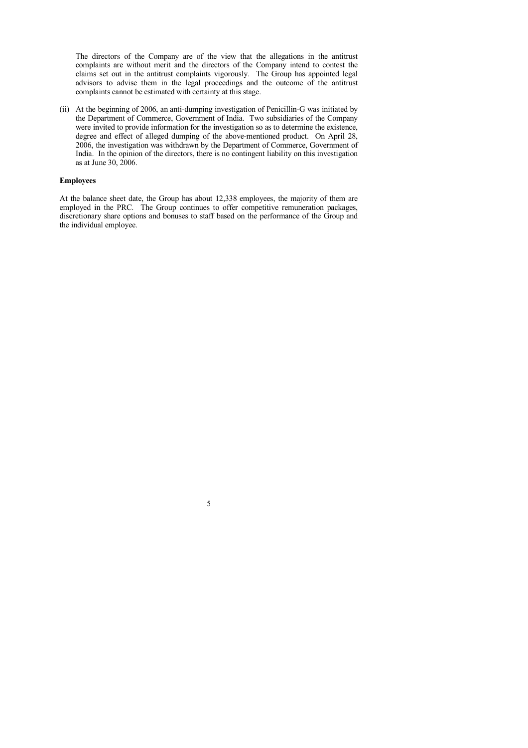The directors of the Company are of the view that the allegations in the antitrust complaints are without merit and the directors of the Company intend to contest the claims set out in the antitrust complaints vigorously. The Group has appointed legal advisors to advise them in the legal proceedings and the outcome of the antitrust complaints cannot be estimated with certainty at this stage.

(ii) At the beginning of 2006, an anti-dumping investigation of Penicillin-G was initiated by the Department of Commerce, Government of India. Two subsidiaries of the Company were invited to provide information for the investigation so as to determine the existence, degree and effect of alleged dumping of the above-mentioned product. On April 28, 2006, the investigation was withdrawn by the Department of Commerce, Government of India. In the opinion of the directors, there is no contingent liability on this investigation as at June 30, 2006.

**Employees**

At the balance sheet date, the Group has about 12,338 employees, the majority of them are employed in the PRC. The Group continues to offer competitive remuneration packages, discretionary share options and bonuses to staff based on the performance of the Group and the individual employee.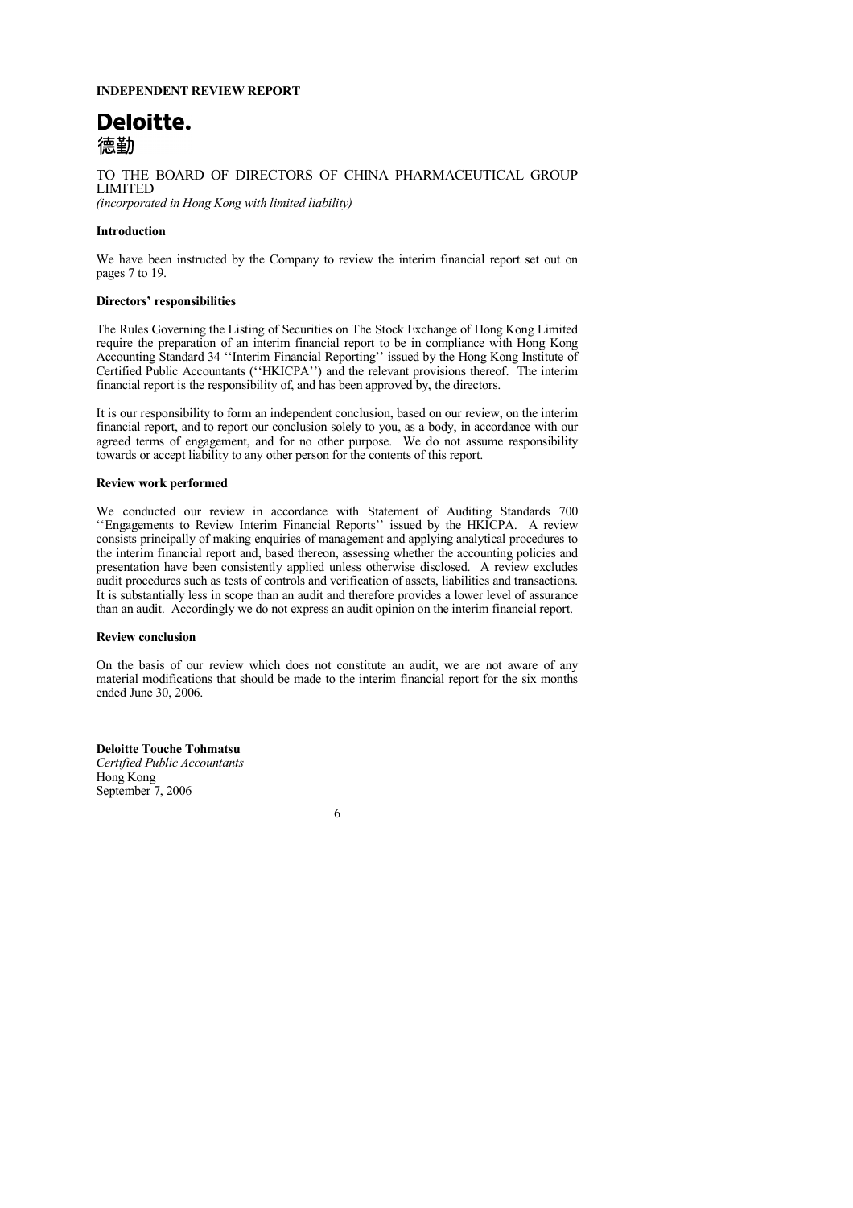# INDEPENDENT REVIEW REPORT

**Deloitte.**
**德勤**

TO THE BOARD OF DIRECTORS OF CHINA PHARMACEUTICAL GROUP LIMITED
*(incorporated in Hong Kong with limited liability)*

### Introduction

We have been instructed by the Company to review the interim financial report set out on pages 7 to 19.

### Directors' responsibilities

The Rules Governing the Listing of Securities on The Stock Exchange of Hong Kong Limited require the preparation of an interim financial report to be in compliance with Hong Kong Accounting Standard 34 ''Interim Financial Reporting'' issued by the Hong Kong Institute of Certified Public Accountants (''HKICPA'') and the relevant provisions thereof. The interim financial report is the responsibility of, and has been approved by, the directors.

It is our responsibility to form an independent conclusion, based on our review, on the interim financial report, and to report our conclusion solely to you, as a body, in accordance with our agreed terms of engagement, and for no other purpose. We do not assume responsibility towards or accept liability to any other person for the contents of this report.

### Review work performed

We conducted our review in accordance with Statement of Auditing Standards 700 ''Engagements to Review Interim Financial Reports'' issued by the HKICPA. A review consists principally of making enquiries of management and applying analytical procedures to the interim financial report and, based thereon, assessing whether the accounting policies and presentation have been consistently applied unless otherwise disclosed. A review excludes audit procedures such as tests of controls and verification of assets, liabilities and transactions. It is substantially less in scope than an audit and therefore provides a lower level of assurance than an audit. Accordingly we do not express an audit opinion on the interim financial report.

### Review conclusion

On the basis of our review which does not constitute an audit, we are not aware of any material modifications that should be made to the interim financial report for the six months ended June 30, 2006.

**Deloitte Touche Tohmatsu**
*Certified Public Accountants*
Hong Kong
September 7, 2006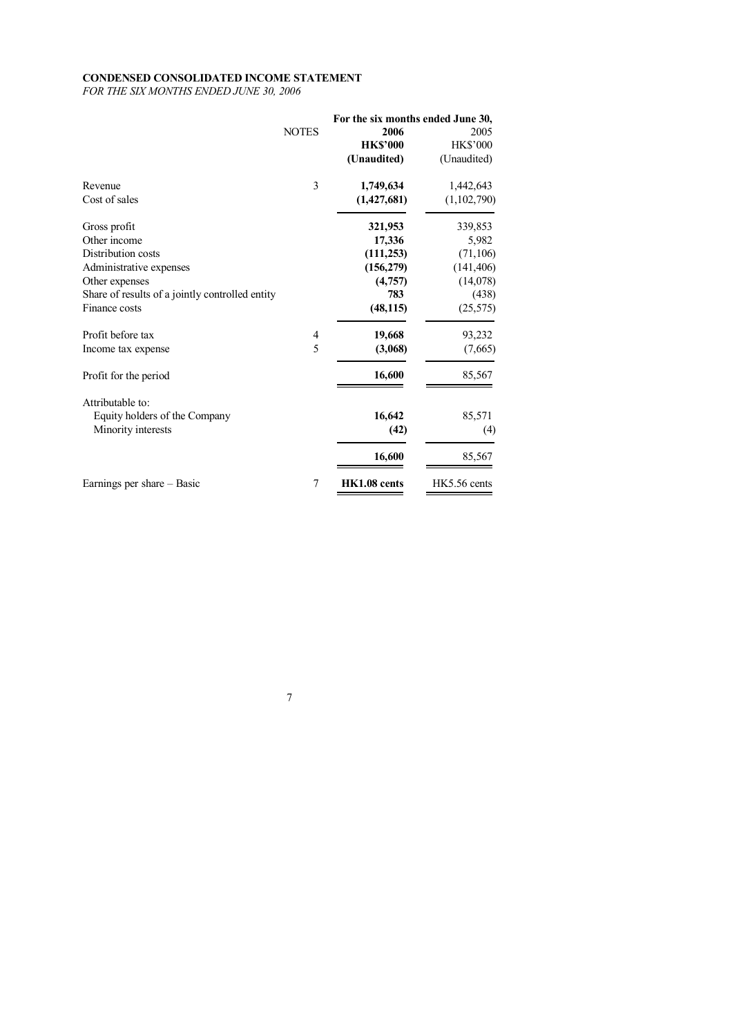**CONDENSED CONSOLIDATED INCOME STATEMENT**

*FOR THE SIX MONTHS ENDED JUNE 30, 2006*

| | NOTES | For the six months ended June 30, 2006 | |
|---|---|---|---|
| | | **2006** | 2005 |
| | | **HK$'000** | HK$'000 |
| | | **(Unaudited)** | (Unaudited) |
| Revenue | 3 | **1,749,634** | 1,442,643 |
| Cost of sales | | **(1,427,681)** | (1,102,790) |
| Gross profit | | **321,953** | 339,853 |
| Other income | | **17,336** | 5,982 |
| Distribution costs | | **(111,253)** | (71,106) |
| Administrative expenses | | **(156,279)** | (141,406) |
| Other expenses | | **(4,757)** | (14,078) |
| Share of results of a jointly controlled entity | | **783** | (438) |
| Finance costs | | **(48,115)** | (25,575) |
| Profit before tax | 4 | **19,668** | 93,232 |
| Income tax expense | 5 | **(3,068)** | (7,665) |
| Profit for the period | | **16,600** | 85,567 |
| Attributable to: | | | |
| Equity holders of the Company | | **16,642** | 85,571 |
| Minority interests | | **(42)** | (4) |
| | | **16,600** | 85,567 |
| Earnings per share – Basic | 7 | **HK1.08 cents** | HK5.56 cents |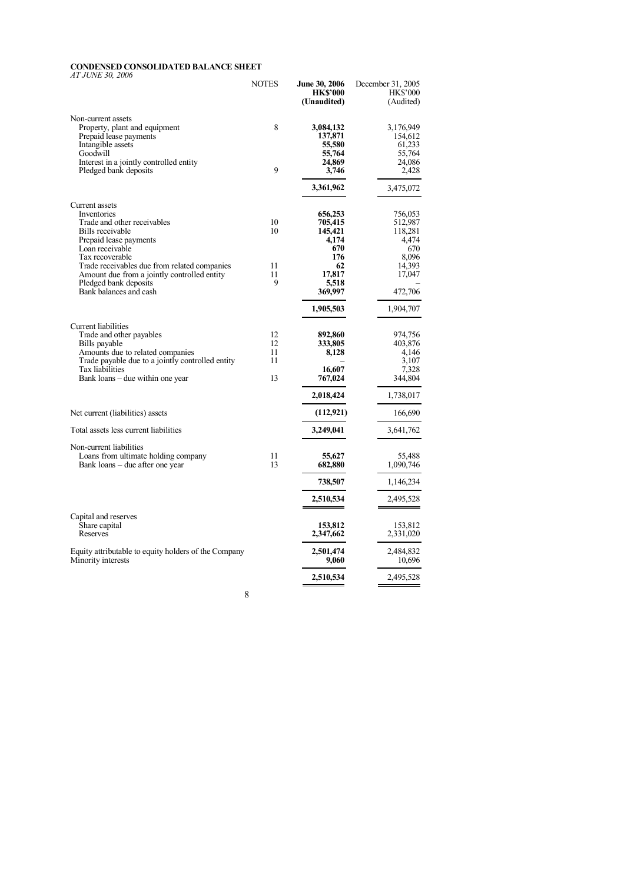# CONDENSED CONSOLIDATED BALANCE SHEET

*AT JUNE 30, 2006*

| | NOTES | **June 30, 2006** **HK$'000** **(Unaudited)** | December 31, 2005 HK$'000 (Audited) |
|---|---|---|---|
| Non-current assets | | | |
| Property, plant and equipment | 8 | **3,084,132** | 3,176,949 |
| Prepaid lease payments | | **137,871** | 154,612 |
| Intangible assets | | **55,580** | 61,233 |
| Goodwill | | **55,764** | 55,764 |
| Interest in a jointly controlled entity | | **24,869** | 24,086 |
| Pledged bank deposits | 9 | **3,746** | 2,428 |
| | | **3,361,962** | 3,475,072 |
| Current assets | | | |
| Inventories | | **656,253** | 756,053 |
| Trade and other receivables | 10 | **705,415** | 512,987 |
| Bills receivable | 10 | **145,421** | 118,281 |
| Prepaid lease payments | | **4,174** | 4,474 |
| Loan receivable | | **670** | 670 |
| Tax recoverable | | **176** | 8,096 |
| Trade receivables due from related companies | 11 | **62** | 14,393 |
| Amount due from a jointly controlled entity | 11 | **17,817** | 17,047 |
| Pledged bank deposits | 9 | **5,518** | – |
| Bank balances and cash | | **369,997** | 472,706 |
| | | **1,905,503** | 1,904,707 |
| Current liabilities | | | |
| Trade and other payables | 12 | **892,860** | 974,756 |
| Bills payable | 12 | **333,805** | 403,876 |
| Amounts due to related companies | 11 | **8,128** | 4,146 |
| Trade payable due to a jointly controlled entity | 11 | **–** | 3,107 |
| Tax liabilities | | **16,607** | 7,328 |
| Bank loans – due within one year | 13 | **767,024** | 344,804 |
| | | **2,018,424** | 1,738,017 |
| Net current (liabilities) assets | | **(112,921)** | 166,690 |
| Total assets less current liabilities | | **3,249,041** | 3,641,762 |
| Non-current liabilities | | | |
| Loans from ultimate holding company | 11 | **55,627** | 55,488 |
| Bank loans – due after one year | 13 | **682,880** | 1,090,746 |
| | | **738,507** | 1,146,234 |
| | | **2,510,534** | 2,495,528 |
| Capital and reserves | | | |
| Share capital | | **153,812** | 153,812 |
| Reserves | | **2,347,662** | 2,331,020 |
| Equity attributable to equity holders of the Company | | **2,501,474** | 2,484,832 |
| Minority interests | | **9,060** | 10,696 |
| | | **2,510,534** | 2,495,528 |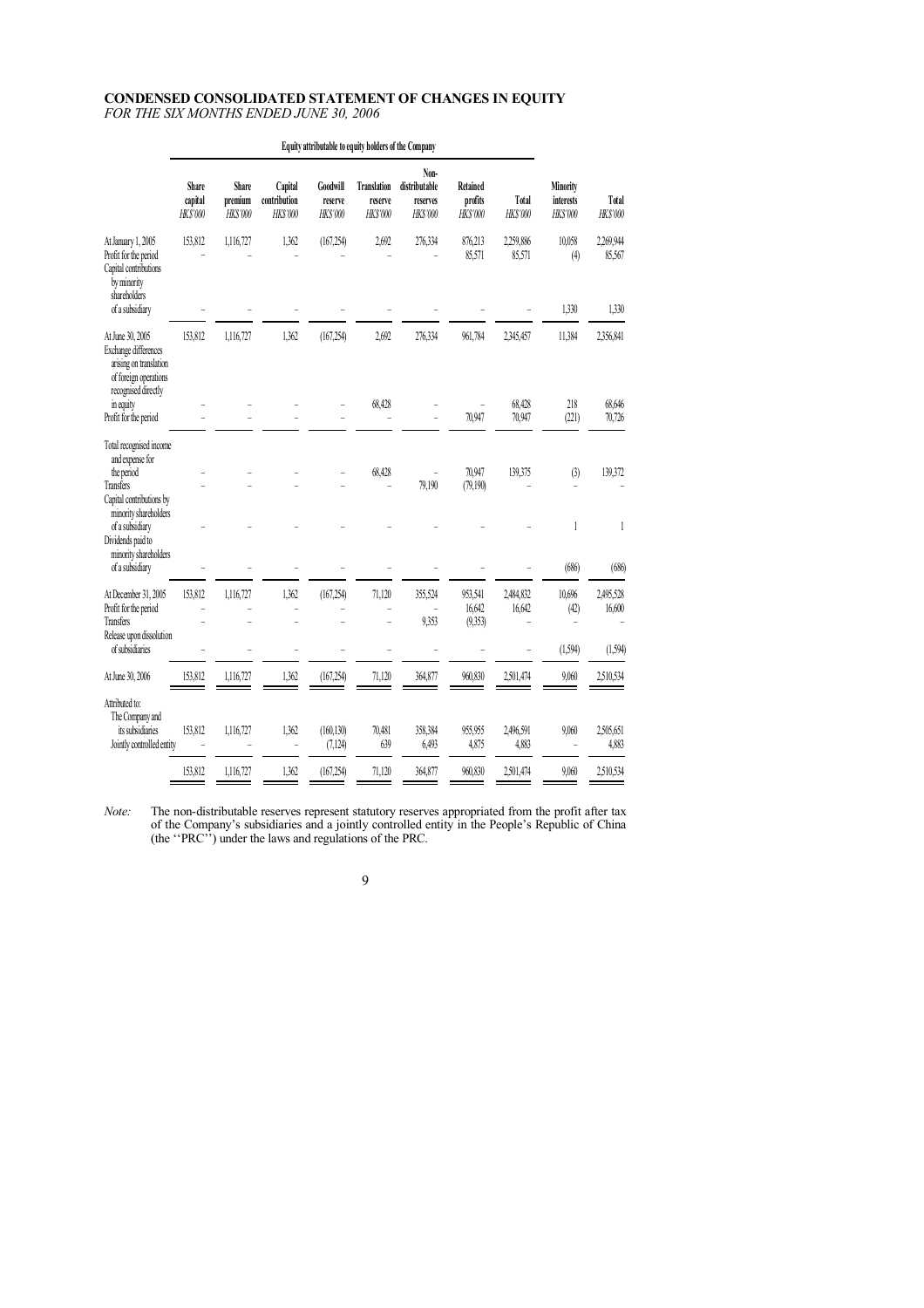# CONDENSED CONSOLIDATED STATEMENT OF CHANGES IN EQUITY

*FOR THE SIX MONTHS ENDED JUNE 30, 2006*

| | Equity attributable to equity holders of the Company | | | | | | | | | |
|---|---|---|---|---|---|---|---|---|---|---|
| | Share capital HK$'000 | Share premium HK$'000 | Capital contribution HK$'000 | Goodwill reserve HK$'000 | Translation reserve HK$'000 | Non-distributable reserves HK$'000 | Retained profits HK$'000 | Total HK$'000 | Minority interests HK$'000 | Total HK$'000 |
| At January 1, 2005 | 153,812 | 1,116,727 | 1,362 | (167,254) | 2,692 | 276,334 | 876,213 | 2,259,886 | 10,058 | 2,269,944 |
| Profit for the period | – | – | – | – | – | – | 85,571 | 85,571 | (4) | 85,567 |
| Capital contributions by minority shareholders of a subsidiary | – | – | – | – | – | – | – | – | 1,330 | 1,330 |
| At June 30, 2005 | 153,812 | 1,116,727 | 1,362 | (167,254) | 2,692 | 276,334 | 961,784 | 2,345,457 | 11,384 | 2,356,841 |
| Exchange differences arising on translation of foreign operations recognised directly in equity | – | – | – | – | 68,428 | – | – | 68,428 | 218 | 68,646 |
| Profit for the period | – | – | – | – | – | – | 70,947 | 70,947 | (221) | 70,726 |
| Total recognised income and expense for the period | – | – | – | – | 68,428 | – | 70,947 | 139,375 | (3) | 139,372 |
| Transfers | – | – | – | – | – | 79,190 | (79,190) | – | – | – |
| Capital contributions by minority shareholders of a subsidiary | – | – | – | – | – | – | – | – | 1 | 1 |
| Dividends paid to minority shareholders of a subsidiary | – | – | – | – | – | – | – | – | (686) | (686) |
| At December 31, 2005 | 153,812 | 1,116,727 | 1,362 | (167,254) | 71,120 | 355,524 | 953,541 | 2,484,832 | 10,696 | 2,495,528 |
| Profit for the period | – | – | – | – | – | – | 16,642 | 16,642 | (42) | 16,600 |
| Transfers | – | – | – | – | – | 9,353 | (9,353) | – | – | – |
| Release upon dissolution of subsidiaries | – | – | – | – | – | – | – | – | (1,594) | (1,594) |
| At June 30, 2006 | 153,812 | 1,116,727 | 1,362 | (167,254) | 71,120 | 364,877 | 960,830 | 2,501,474 | 9,060 | 2,510,534 |
| Attributed to: | | | | | | | | | | |
| The Company and its subsidiaries | 153,812 | 1,116,727 | 1,362 | (160,130) | 70,481 | 358,384 | 955,955 | 2,496,591 | 9,060 | 2,505,651 |
| Jointly controlled entity | – | – | – | (7,124) | 639 | 6,493 | 4,875 | 4,883 | – | 4,883 |
| | 153,812 | 1,116,727 | 1,362 | (167,254) | 71,120 | 364,877 | 960,830 | 2,501,474 | 9,060 | 2,510,534 |

*Note:* The non-distributable reserves represent statutory reserves appropriated from the profit after tax of the Company's subsidiaries and a jointly controlled entity in the People's Republic of China (the ''PRC'') under the laws and regulations of the PRC.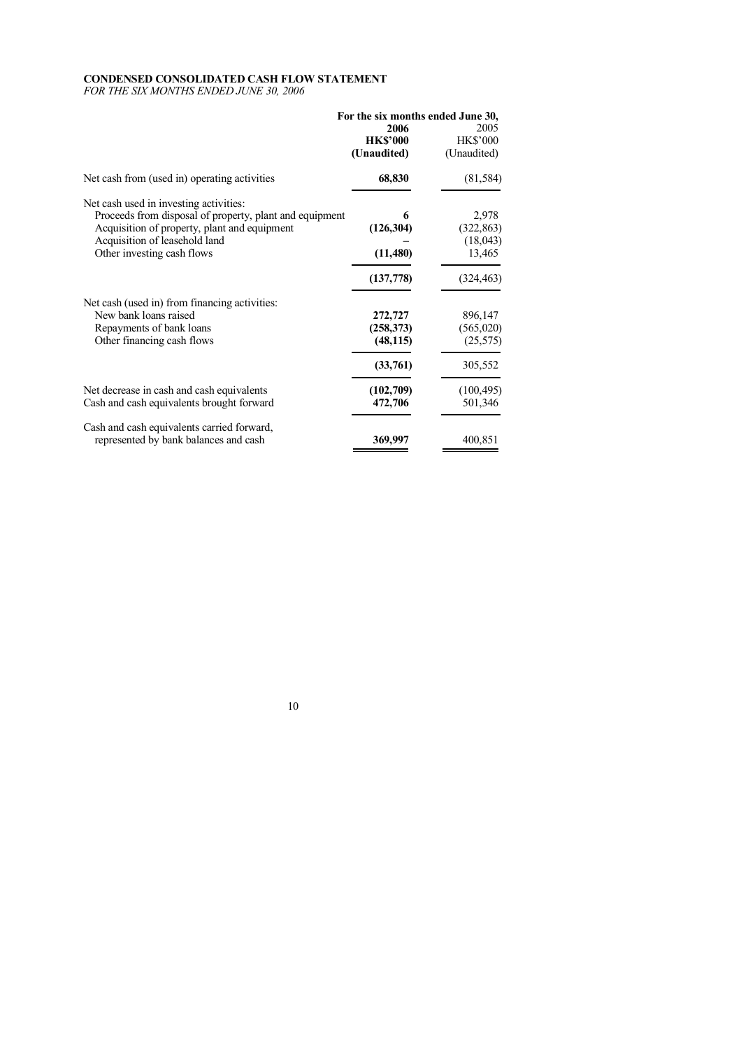**CONDENSED CONSOLIDATED CASH FLOW STATEMENT**

*FOR THE SIX MONTHS ENDED JUNE 30, 2006*

| | For the six months ended June 30, | |
|---|---|---|
| | **2006** | 2005 |
| | **HK$'000** | HK$'000 |
| | **(Unaudited)** | (Unaudited) |
| Net cash from (used in) operating activities | **68,830** | (81,584) |
| Net cash used in investing activities: | | |
| Proceeds from disposal of property, plant and equipment | **6** | 2,978 |
| Acquisition of property, plant and equipment | **(126,304)** | (322,863) |
| Acquisition of leasehold land | **–** | (18,043) |
| Other investing cash flows | **(11,480)** | 13,465 |
| | **(137,778)** | (324,463) |
| Net cash (used in) from financing activities: | | |
| New bank loans raised | **272,727** | 896,147 |
| Repayments of bank loans | **(258,373)** | (565,020) |
| Other financing cash flows | **(48,115)** | (25,575) |
| | **(33,761)** | 305,552 |
| Net decrease in cash and cash equivalents | **(102,709)** | (100,495) |
| Cash and cash equivalents brought forward | **472,706** | 501,346 |
| Cash and cash equivalents carried forward, represented by bank balances and cash | **369,997** | 400,851 |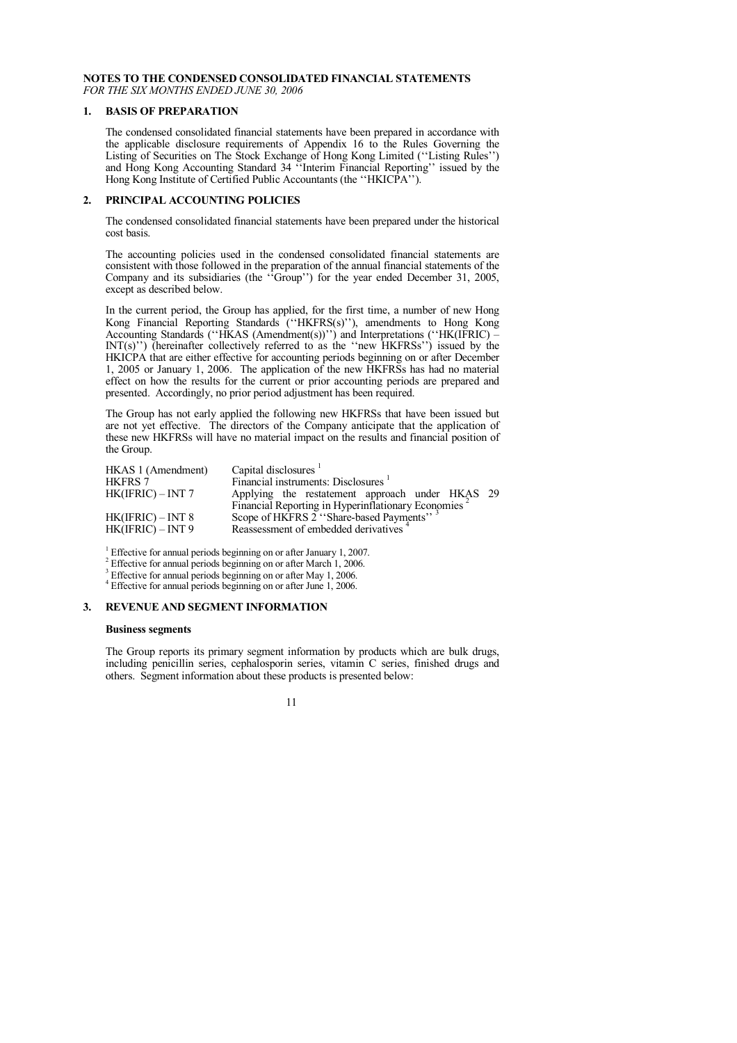**NOTES TO THE CONDENSED CONSOLIDATED FINANCIAL STATEMENTS**
*FOR THE SIX MONTHS ENDED JUNE 30, 2006*

## 1. BASIS OF PREPARATION

The condensed consolidated financial statements have been prepared in accordance with the applicable disclosure requirements of Appendix 16 to the Rules Governing the Listing of Securities on The Stock Exchange of Hong Kong Limited (''Listing Rules'') and Hong Kong Accounting Standard 34 ''Interim Financial Reporting'' issued by the Hong Kong Institute of Certified Public Accountants (the ''HKICPA'').

## 2. PRINCIPAL ACCOUNTING POLICIES

The condensed consolidated financial statements have been prepared under the historical cost basis.

The accounting policies used in the condensed consolidated financial statements are consistent with those followed in the preparation of the annual financial statements of the Company and its subsidiaries (the ''Group'') for the year ended December 31, 2005, except as described below.

In the current period, the Group has applied, for the first time, a number of new Hong Kong Financial Reporting Standards (''HKFRS(s)''), amendments to Hong Kong Accounting Standards (''HKAS (Amendment(s))'') and Interpretations (''HK(IFRIC) – INT(s)'') (hereinafter collectively referred to as the ''new HKFRSs'') issued by the HKICPA that are either effective for accounting periods beginning on or after December 1, 2005 or January 1, 2006. The application of the new HKFRSs has had no material effect on how the results for the current or prior accounting periods are prepared and presented. Accordingly, no prior period adjustment has been required.

The Group has not early applied the following new HKFRSs that have been issued but are not yet effective. The directors of the Company anticipate that the application of these new HKFRSs will have no material impact on the results and financial position of the Group.

| | |
|---|---|
| HKAS 1 (Amendment) | Capital disclosures [1] |
| HKFRS 7 | Financial instruments: Disclosures [1] |
| HK(IFRIC) – INT 7 | Applying the restatement approach under HKAS 29 Financial Reporting in Hyperinflationary Economies [2] |
| HK(IFRIC) – INT 8 | Scope of HKFRS 2 ''Share-based Payments'' [3] |
| HK(IFRIC) – INT 9 | Reassessment of embedded derivatives [4] |

[1] Effective for annual periods beginning on or after January 1, 2007.
[2] Effective for annual periods beginning on or after March 1, 2006.
[3] Effective for annual periods beginning on or after May 1, 2006.
[4] Effective for annual periods beginning on or after June 1, 2006.

## 3. REVENUE AND SEGMENT INFORMATION

**Business segments**

The Group reports its primary segment information by products which are bulk drugs, including penicillin series, cephalosporin series, vitamin C series, finished drugs and others. Segment information about these products is presented below: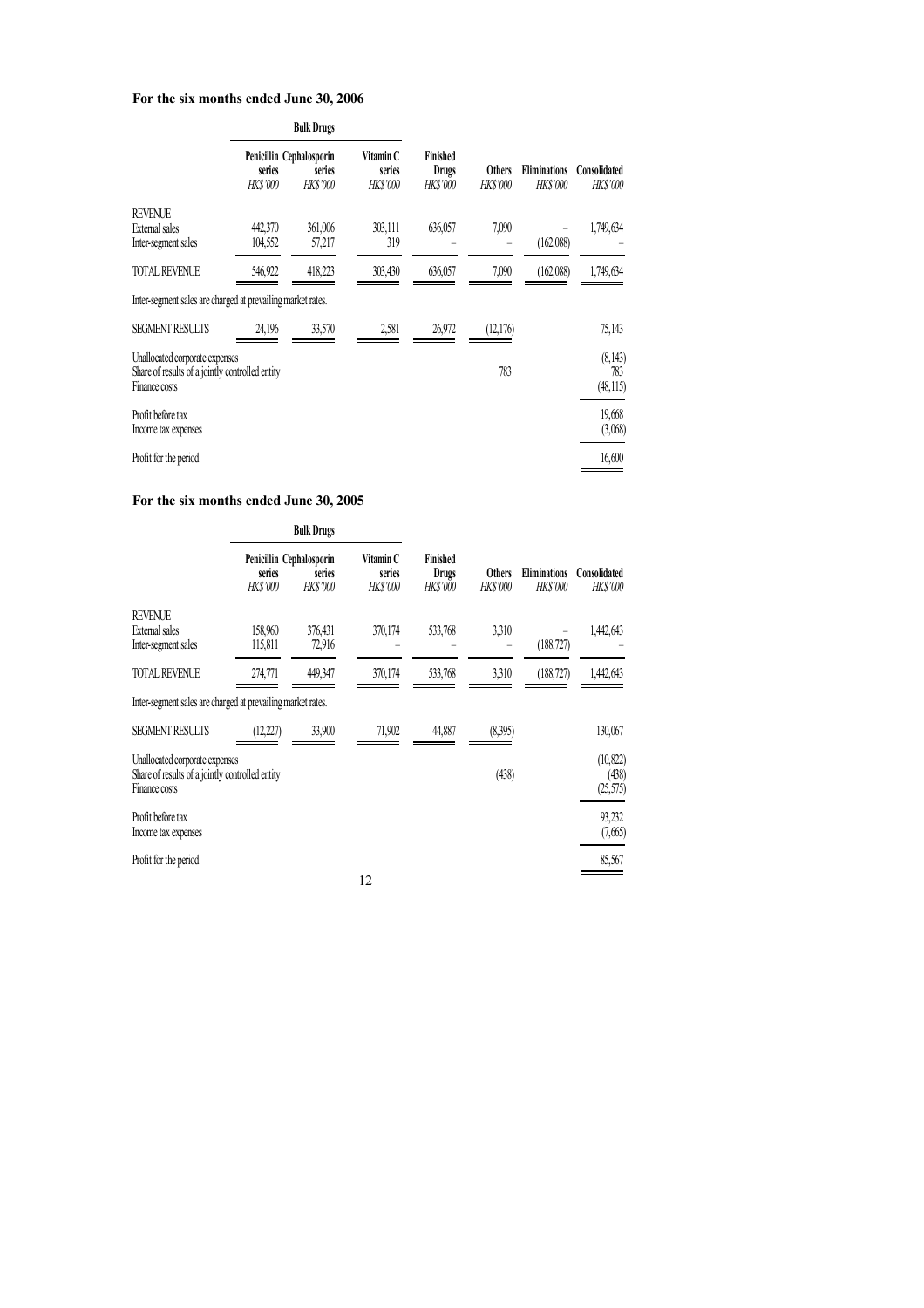**For the six months ended June 30, 2006**

| | Bulk Drugs | | | | | | |
|---|---|---|---|---|---|---|---|
| | Penicillin series | Cephalosporin series | Vitamin C series | Finished Drugs | Others | Eliminations | Consolidated |
| | *HK$'000* | *HK$'000* | *HK$'000* | *HK$'000* | *HK$'000* | *HK$'000* | *HK$'000* |
| REVENUE | | | | | | | |
| External sales | 442,370 | 361,006 | 303,111 | 636,057 | 7,090 | – | 1,749,634 |
| Inter-segment sales | 104,552 | 57,217 | 319 | – | – | (162,088) | – |
| TOTAL REVENUE | 546,922 | 418,223 | 303,430 | 636,057 | 7,090 | (162,088) | 1,749,634 |
| Inter-segment sales are charged at prevailing market rates. | | | | | | | |
| SEGMENT RESULTS | 24,196 | 33,570 | 2,581 | 26,972 | (12,176) | | 75,143 |
| Unallocated corporate expenses | | | | | | | (8,143) |
| Share of results of a jointly controlled entity | | | | | 783 | | 783 |
| Finance costs | | | | | | | (48,115) |
| Profit before tax | | | | | | | 19,668 |
| Income tax expenses | | | | | | | (3,068) |
| Profit for the period | | | | | | | 16,600 |

**For the six months ended June 30, 2005**

| | Bulk Drugs | | | | | | |
|---|---|---|---|---|---|---|---|
| | Penicillin series | Cephalosporin series | Vitamin C series | Finished Drugs | Others | Eliminations | Consolidated |
| | *HK$'000* | *HK$'000* | *HK$'000* | *HK$'000* | *HK$'000* | *HK$'000* | *HK$'000* |
| REVENUE | | | | | | | |
| External sales | 158,960 | 376,431 | 370,174 | 533,768 | 3,310 | – | 1,442,643 |
| Inter-segment sales | 115,811 | 72,916 | – | – | – | (188,727) | – |
| TOTAL REVENUE | 274,771 | 449,347 | 370,174 | 533,768 | 3,310 | (188,727) | 1,442,643 |
| Inter-segment sales are charged at prevailing market rates. | | | | | | | |
| SEGMENT RESULTS | (12,227) | 33,900 | 71,902 | 44,887 | (8,395) | | 130,067 |
| Unallocated corporate expenses | | | | | | | (10,822) |
| Share of results of a jointly controlled entity | | | | | (438) | | (438) |
| Finance costs | | | | | | | (25,575) |
| Profit before tax | | | | | | | 93,232 |
| Income tax expenses | | | | | | | (7,665) |
| Profit for the period | | | | | | | 85,567 |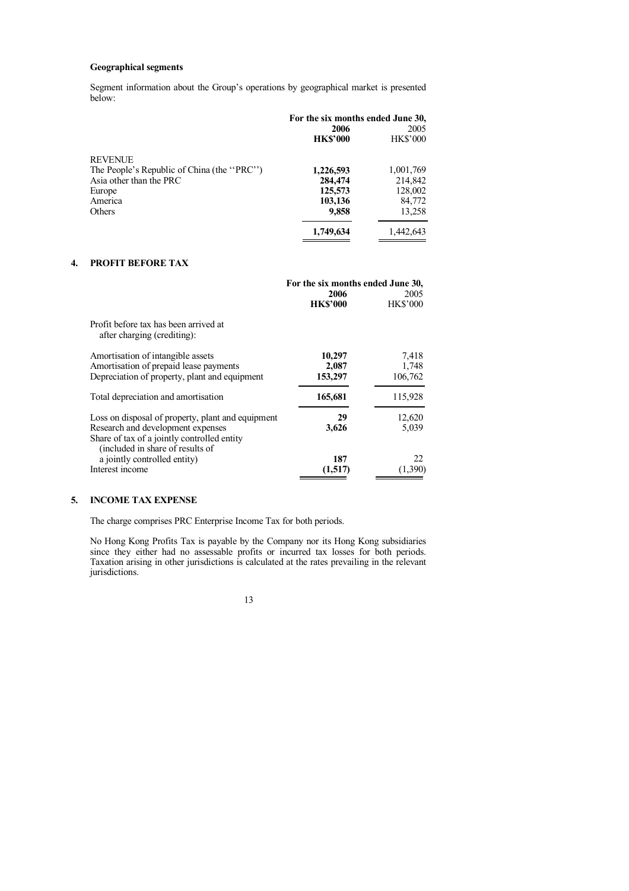**Geographical segments**

Segment information about the Group's operations by geographical market is presented below:

| | For the six months ended June 30, | |
|---|---|---|
| | **2006** | 2005 |
| | **HK$'000** | HK$'000 |
| REVENUE | | |
| The People's Republic of China (the ''PRC'') | **1,226,593** | 1,001,769 |
| Asia other than the PRC | **284,474** | 214,842 |
| Europe | **125,573** | 128,002 |
| America | **103,136** | 84,772 |
| Others | **9,858** | 13,258 |
| | **1,749,634** | 1,442,643 |

## 4. PROFIT BEFORE TAX

| | For the six months ended June 30, | |
|---|---|---|
| | **2006** | 2005 |
| | **HK$'000** | HK$'000 |
| Profit before tax has been arrived at after charging (crediting): | | |
| Amortisation of intangible assets | **10,297** | 7,418 |
| Amortisation of prepaid lease payments | **2,087** | 1,748 |
| Depreciation of property, plant and equipment | **153,297** | 106,762 |
| Total depreciation and amortisation | **165,681** | 115,928 |
| Loss on disposal of property, plant and equipment | **29** | 12,620 |
| Research and development expenses | **3,626** | 5,039 |
| Share of tax of a jointly controlled entity (included in share of results of a jointly controlled entity) | **187** | 22 |
| Interest income | **(1,517)** | (1,390) |

## 5. INCOME TAX EXPENSE

The charge comprises PRC Enterprise Income Tax for both periods.

No Hong Kong Profits Tax is payable by the Company nor its Hong Kong subsidiaries since they either had no assessable profits or incurred tax losses for both periods. Taxation arising in other jurisdictions is calculated at the rates prevailing in the relevant jurisdictions.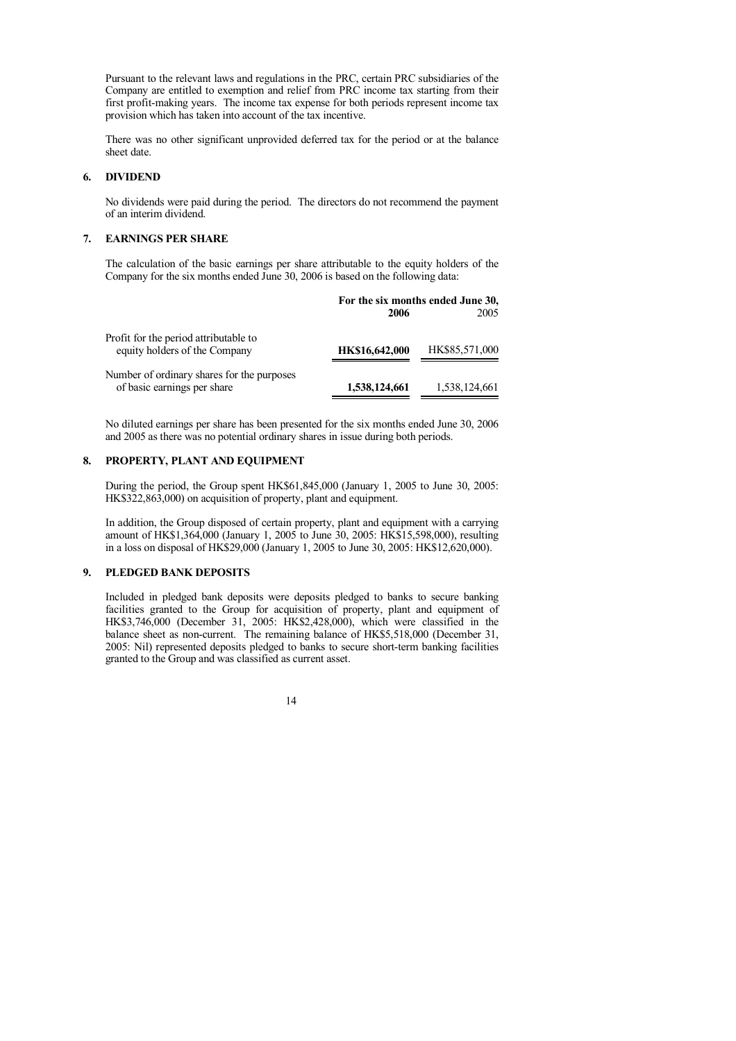Pursuant to the relevant laws and regulations in the PRC, certain PRC subsidiaries of the Company are entitled to exemption and relief from PRC income tax starting from their first profit-making years. The income tax expense for both periods represent income tax provision which has taken into account of the tax incentive.

There was no other significant unprovided deferred tax for the period or at the balance sheet date.

## 6. DIVIDEND

No dividends were paid during the period. The directors do not recommend the payment of an interim dividend.

## 7. EARNINGS PER SHARE

The calculation of the basic earnings per share attributable to the equity holders of the Company for the six months ended June 30, 2006 is based on the following data:

| | For the six months ended June 30, | |
|---|---|---|
| | **2006** | 2005 |
| Profit for the period attributable to equity holders of the Company | **HK$16,642,000** | HK$85,571,000 |
| Number of ordinary shares for the purposes of basic earnings per share | **1,538,124,661** | 1,538,124,661 |

No diluted earnings per share has been presented for the six months ended June 30, 2006 and 2005 as there was no potential ordinary shares in issue during both periods.

## 8. PROPERTY, PLANT AND EQUIPMENT

During the period, the Group spent HK$61,845,000 (January 1, 2005 to June 30, 2005: HK$322,863,000) on acquisition of property, plant and equipment.

In addition, the Group disposed of certain property, plant and equipment with a carrying amount of HK$1,364,000 (January 1, 2005 to June 30, 2005: HK$15,598,000), resulting in a loss on disposal of HK$29,000 (January 1, 2005 to June 30, 2005: HK$12,620,000).

## 9. PLEDGED BANK DEPOSITS

Included in pledged bank deposits were deposits pledged to banks to secure banking facilities granted to the Group for acquisition of property, plant and equipment of HK$3,746,000 (December 31, 2005: HK$2,428,000), which were classified in the balance sheet as non-current. The remaining balance of HK$5,518,000 (December 31, 2005: Nil) represented deposits pledged to banks to secure short-term banking facilities granted to the Group and was classified as current asset.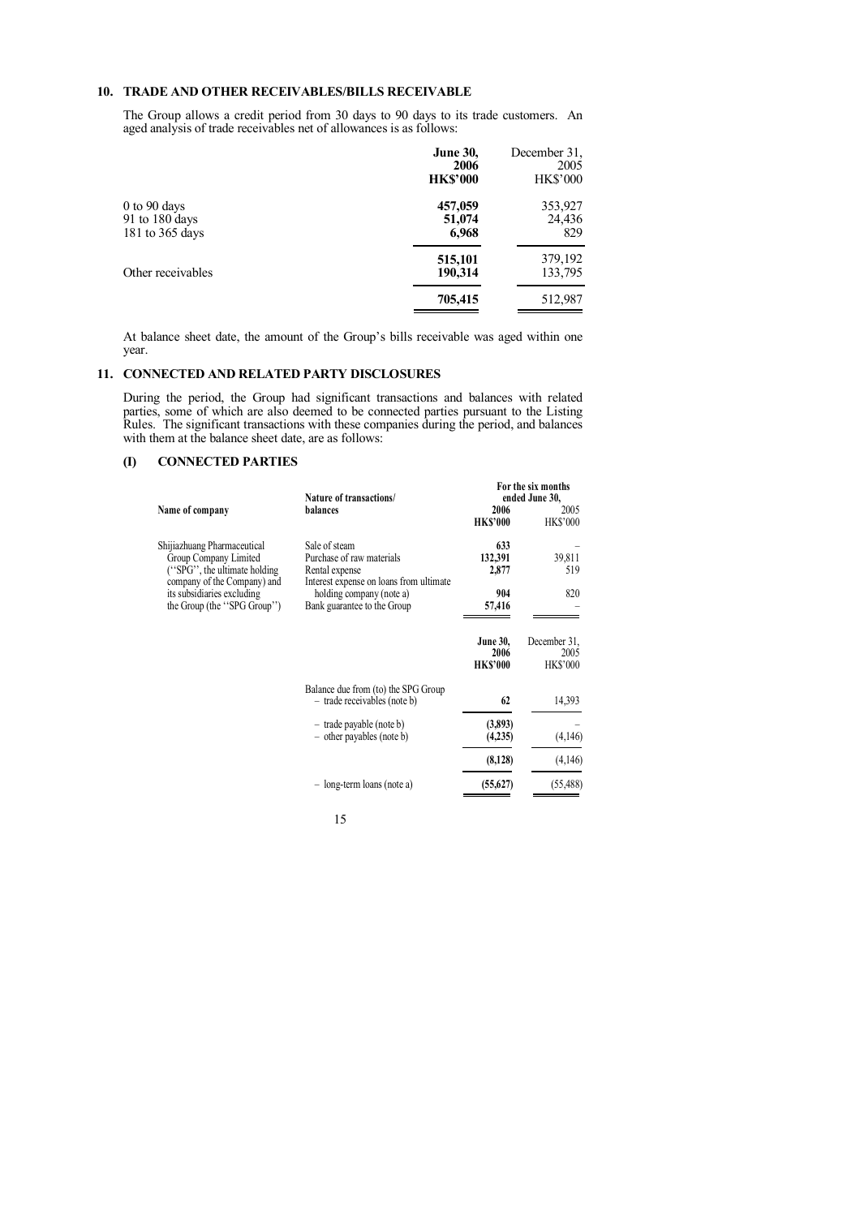## 10. TRADE AND OTHER RECEIVABLES/BILLS RECEIVABLE

The Group allows a credit period from 30 days to 90 days to its trade customers. An aged analysis of trade receivables net of allowances is as follows:

| | **June 30, 2006 HK$'000** | December 31, 2005 HK$'000 |
|---|---|---|
| 0 to 90 days | **457,059** | 353,927 |
| 91 to 180 days | **51,074** | 24,436 |
| 181 to 365 days | **6,968** | 829 |
| | **515,101** | 379,192 |
| Other receivables | **190,314** | 133,795 |
| | **705,415** | 512,987 |

At balance sheet date, the amount of the Group's bills receivable was aged within one year.

## 11. CONNECTED AND RELATED PARTY DISCLOSURES

During the period, the Group had significant transactions and balances with related parties, some of which are also deemed to be connected parties pursuant to the Listing Rules. The significant transactions with these companies during the period, and balances with them at the balance sheet date, are as follows:

### (I) CONNECTED PARTIES

| Name of company | Nature of transactions/ balances | For the six months ended June 30, 2006 HK$'000 | 2005 HK$'000 |
|---|---|---|---|
| Shijiazhuang Pharmaceutical Group Company Limited (''SPG'', the ultimate holding company of the Company) and its subsidiaries excluding the Group (the ''SPG Group'') | Sale of steam | **633** | – |
| | Purchase of raw materials | **132,391** | 39,811 |
| | Rental expense | **2,877** | 519 |
| | Interest expense on loans from ultimate holding company (note a) | **904** | 820 |
| | Bank guarantee to the Group | **57,416** | – |

| | | **June 30, 2006 HK$'000** | December 31, 2005 HK$'000 |
|---|---|---|---|
| | Balance due from (to) the SPG Group – trade receivables (note b) | **62** | 14,393 |
| | – trade payable (note b) | **(3,893)** | – |
| | – other payables (note b) | **(4,235)** | (4,146) |
| | | **(8,128)** | (4,146) |
| | – long-term loans (note a) | **(55,627)** | (55,488) |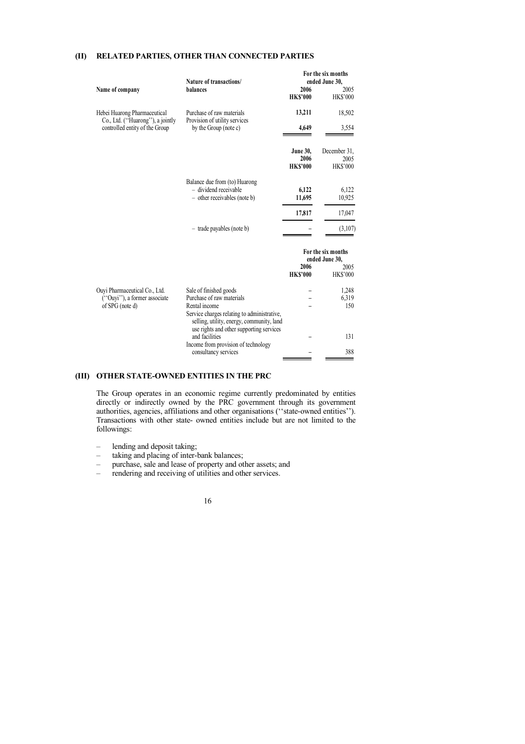## (II) RELATED PARTIES, OTHER THAN CONNECTED PARTIES

| Name of company | Nature of transactions/ balances | For the six months ended June 30, 2006 HK$'000 | 2005 HK$'000 |
|---|---|---|---|
| Hebei Huarong Pharmaceutical Co., Ltd. (''Huarong''), a jointly controlled entity of the Group | Purchase of raw materials | **13,211** | 18,502 |
| | Provision of utility services by the Group (note c) | **4,649** | 3,554 |
| | | **June 30, 2006 HK$'000** | December 31, 2005 HK$'000 |
| | Balance due from (to) Huarong | | |
| | – dividend receivable | **6,122** | 6,122 |
| | – other receivables (note b) | **11,695** | 10,925 |
| | | **17,817** | 17,047 |
| | – trade payables (note b) | **–** | (3,107) |
| | | **For the six months ended June 30, 2006 HK$'000** | 2005 HK$'000 |
| Ouyi Pharmaceutical Co., Ltd. (''Ouyi''), a former associate of SPG (note d) | Sale of finished goods | **–** | 1,248 |
| | Purchase of raw materials | **–** | 6,319 |
| | Rental income | **–** | 150 |
| | Service charges relating to administrative, selling, utility, energy, community, land use rights and other supporting services and facilities | **–** | 131 |
| | Income from provision of technology consultancy services | **–** | 388 |

## (III) OTHER STATE-OWNED ENTITIES IN THE PRC

The Group operates in an economic regime currently predominated by entities directly or indirectly owned by the PRC government through its government authorities, agencies, affiliations and other organisations (''state-owned entities''). Transactions with other state- owned entities include but are not limited to the followings:

– lending and deposit taking;
– taking and placing of inter-bank balances;
– purchase, sale and lease of property and other assets; and
– rendering and receiving of utilities and other services.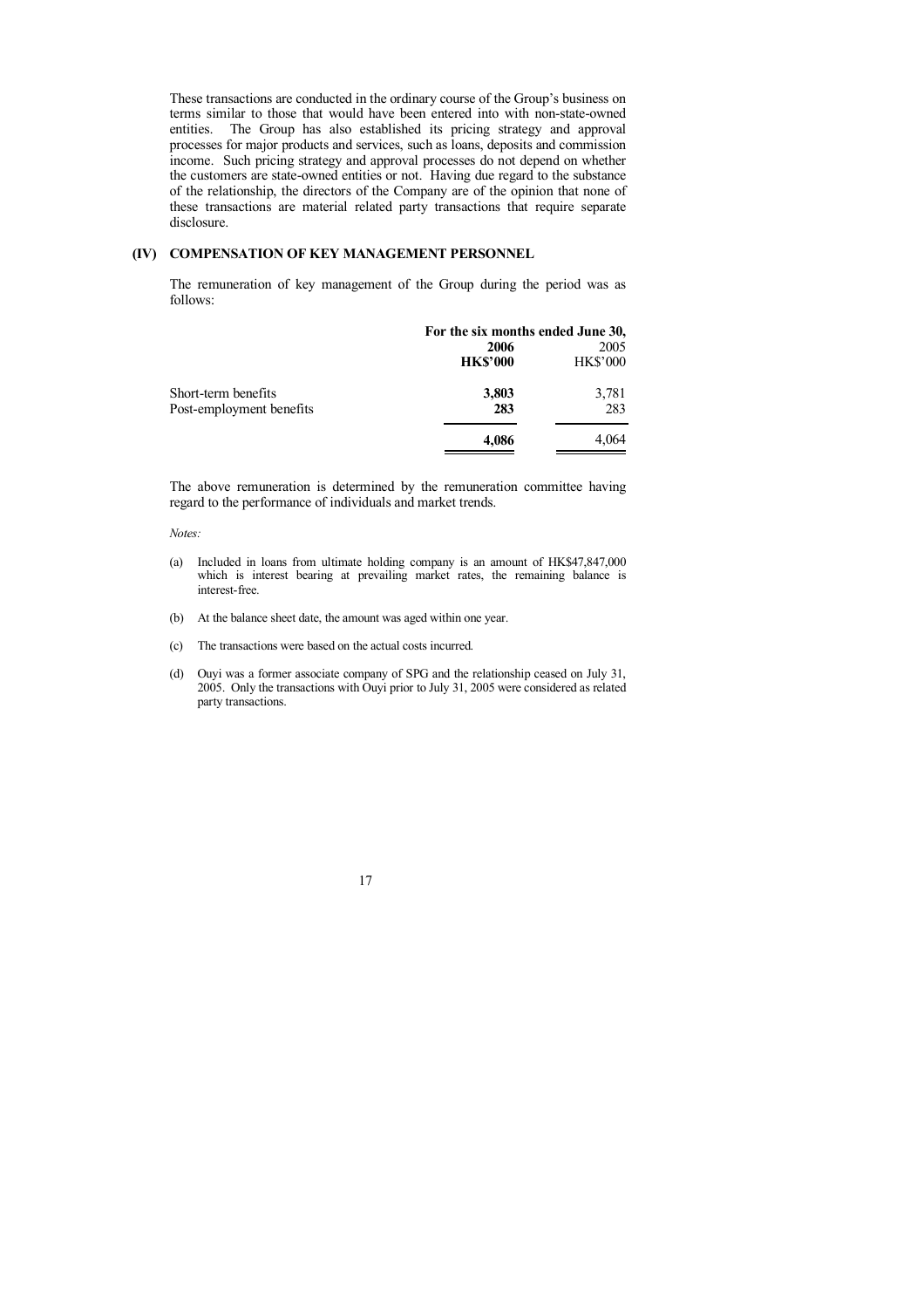These transactions are conducted in the ordinary course of the Group's business on terms similar to those that would have been entered into with non-state-owned entities. The Group has also established its pricing strategy and approval processes for major products and services, such as loans, deposits and commission income. Such pricing strategy and approval processes do not depend on whether the customers are state-owned entities or not. Having due regard to the substance of the relationship, the directors of the Company are of the opinion that none of these transactions are material related party transactions that require separate disclosure.

### (IV) COMPENSATION OF KEY MANAGEMENT PERSONNEL

The remuneration of key management of the Group during the period was as follows:

| | For the six months ended June 30, | |
|---|---|---|
| | **2006** | 2005 |
| | **HK$'000** | HK$'000 |
| Short-term benefits | **3,803** | 3,781 |
| Post-employment benefits | **283** | 283 |
| | **4,086** | 4,064 |

The above remuneration is determined by the remuneration committee having regard to the performance of individuals and market trends.

*Notes:*

(a) Included in loans from ultimate holding company is an amount of HK$47,847,000 which is interest bearing at prevailing market rates, the remaining balance is interest-free.

(b) At the balance sheet date, the amount was aged within one year.

(c) The transactions were based on the actual costs incurred.

(d) Ouyi was a former associate company of SPG and the relationship ceased on July 31, 2005. Only the transactions with Ouyi prior to July 31, 2005 were considered as related party transactions.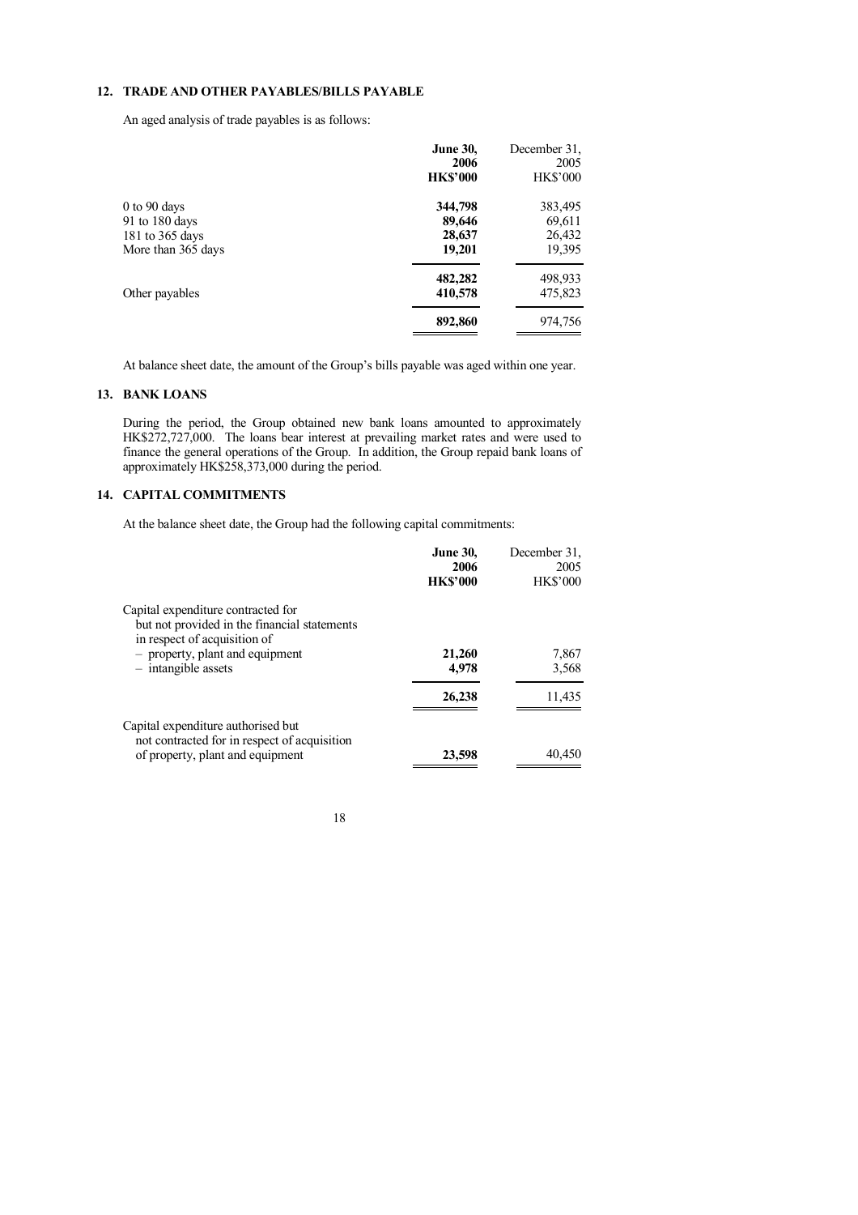## 12. TRADE AND OTHER PAYABLES/BILLS PAYABLE

An aged analysis of trade payables is as follows:

| | **June 30, 2006 HK$'000** | December 31, 2005 HK$'000 |
|---|---|---|
| 0 to 90 days | **344,798** | 383,495 |
| 91 to 180 days | **89,646** | 69,611 |
| 181 to 365 days | **28,637** | 26,432 |
| More than 365 days | **19,201** | 19,395 |
| | **482,282** | 498,933 |
| Other payables | **410,578** | 475,823 |
| | **892,860** | 974,756 |

At balance sheet date, the amount of the Group's bills payable was aged within one year.

## 13. BANK LOANS

During the period, the Group obtained new bank loans amounted to approximately HK$272,727,000. The loans bear interest at prevailing market rates and were used to finance the general operations of the Group. In addition, the Group repaid bank loans of approximately HK$258,373,000 during the period.

## 14. CAPITAL COMMITMENTS

At the balance sheet date, the Group had the following capital commitments:

| | **June 30, 2006 HK$'000** | December 31, 2005 HK$'000 |
|---|---|---|
| Capital expenditure contracted for but not provided in the financial statements in respect of acquisition of | | |
| – property, plant and equipment | **21,260** | 7,867 |
| – intangible assets | **4,978** | 3,568 |
| | **26,238** | 11,435 |
| Capital expenditure authorised but not contracted for in respect of acquisition of property, plant and equipment | **23,598** | 40,450 |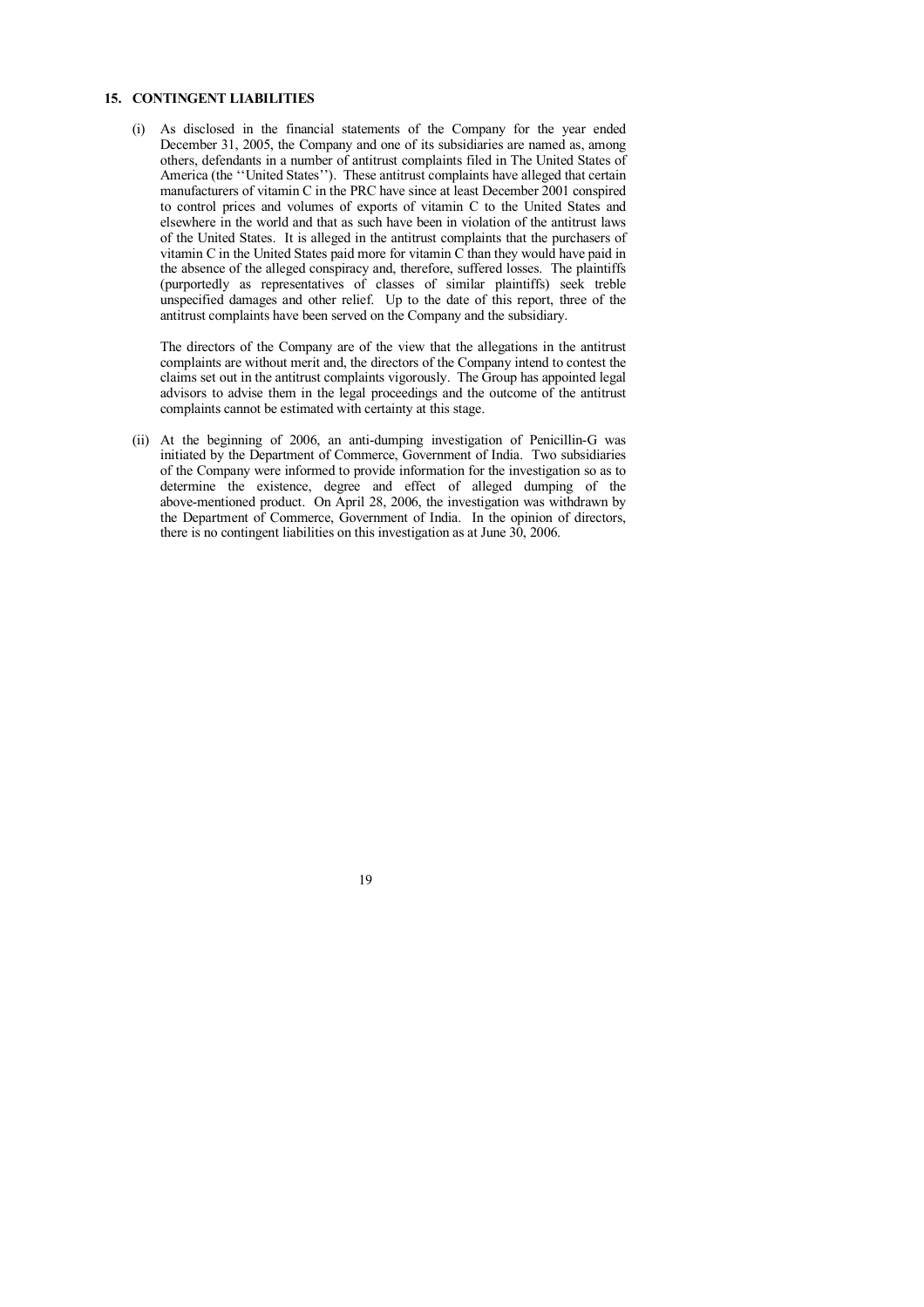## 15. CONTINGENT LIABILITIES

(i) As disclosed in the financial statements of the Company for the year ended December 31, 2005, the Company and one of its subsidiaries are named as, among others, defendants in a number of antitrust complaints filed in The United States of America (the ''United States''). These antitrust complaints have alleged that certain manufacturers of vitamin C in the PRC have since at least December 2001 conspired to control prices and volumes of exports of vitamin C to the United States and elsewhere in the world and that as such have been in violation of the antitrust laws of the United States. It is alleged in the antitrust complaints that the purchasers of vitamin C in the United States paid more for vitamin C than they would have paid in the absence of the alleged conspiracy and, therefore, suffered losses. The plaintiffs (purportedly as representatives of classes of similar plaintiffs) seek treble unspecified damages and other relief. Up to the date of this report, three of the antitrust complaints have been served on the Company and the subsidiary.

The directors of the Company are of the view that the allegations in the antitrust complaints are without merit and, the directors of the Company intend to contest the claims set out in the antitrust complaints vigorously. The Group has appointed legal advisors to advise them in the legal proceedings and the outcome of the antitrust complaints cannot be estimated with certainty at this stage.

(ii) At the beginning of 2006, an anti-dumping investigation of Penicillin-G was initiated by the Department of Commerce, Government of India. Two subsidiaries of the Company were informed to provide information for the investigation so as to determine the existence, degree and effect of alleged dumping of the above-mentioned product. On April 28, 2006, the investigation was withdrawn by the Department of Commerce, Government of India. In the opinion of directors, there is no contingent liabilities on this investigation as at June 30, 2006.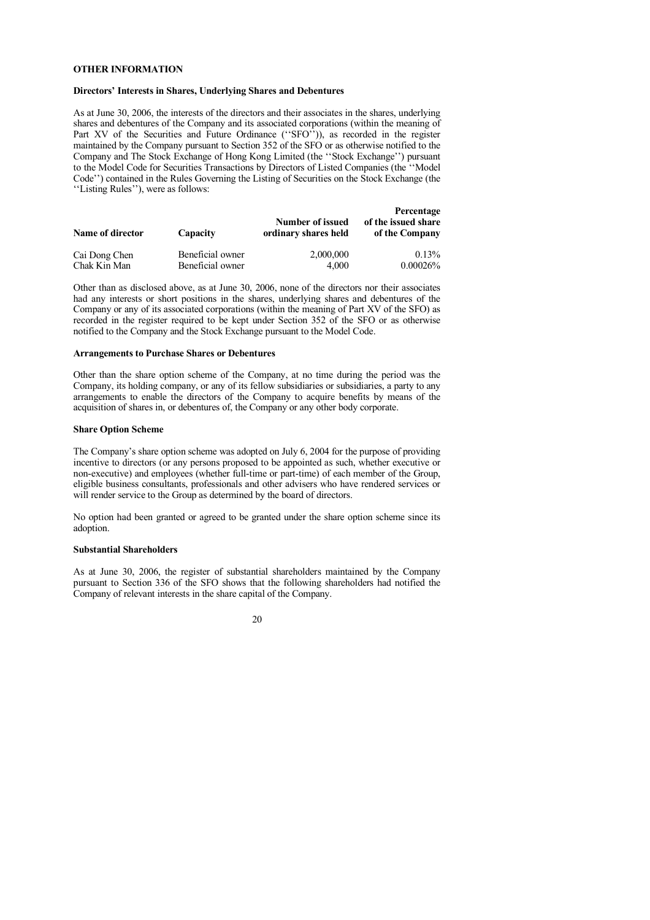## OTHER INFORMATION

### Directors' Interests in Shares, Underlying Shares and Debentures

As at June 30, 2006, the interests of the directors and their associates in the shares, underlying shares and debentures of the Company and its associated corporations (within the meaning of Part XV of the Securities and Future Ordinance (''SFO'')), as recorded in the register maintained by the Company pursuant to Section 352 of the SFO or as otherwise notified to the Company and The Stock Exchange of Hong Kong Limited (the ''Stock Exchange'') pursuant to the Model Code for Securities Transactions by Directors of Listed Companies (the ''Model Code'') contained in the Rules Governing the Listing of Securities on the Stock Exchange (the ''Listing Rules''), were as follows:

| Name of director | Capacity | Number of issued ordinary shares held | Percentage of the issued share of the Company |
|---|---|---|---|
| Cai Dong Chen | Beneficial owner | 2,000,000 | 0.13% |
| Chak Kin Man | Beneficial owner | 4,000 | 0.00026% |

Other than as disclosed above, as at June 30, 2006, none of the directors nor their associates had any interests or short positions in the shares, underlying shares and debentures of the Company or any of its associated corporations (within the meaning of Part XV of the SFO) as recorded in the register required to be kept under Section 352 of the SFO or as otherwise notified to the Company and the Stock Exchange pursuant to the Model Code.

### Arrangements to Purchase Shares or Debentures

Other than the share option scheme of the Company, at no time during the period was the Company, its holding company, or any of its fellow subsidiaries or subsidiaries, a party to any arrangements to enable the directors of the Company to acquire benefits by means of the acquisition of shares in, or debentures of, the Company or any other body corporate.

### Share Option Scheme

The Company's share option scheme was adopted on July 6, 2004 for the purpose of providing incentive to directors (or any persons proposed to be appointed as such, whether executive or non-executive) and employees (whether full-time or part-time) of each member of the Group, eligible business consultants, professionals and other advisers who have rendered services or will render service to the Group as determined by the board of directors.

No option had been granted or agreed to be granted under the share option scheme since its adoption.

### Substantial Shareholders

As at June 30, 2006, the register of substantial shareholders maintained by the Company pursuant to Section 336 of the SFO shows that the following shareholders had notified the Company of relevant interests in the share capital of the Company.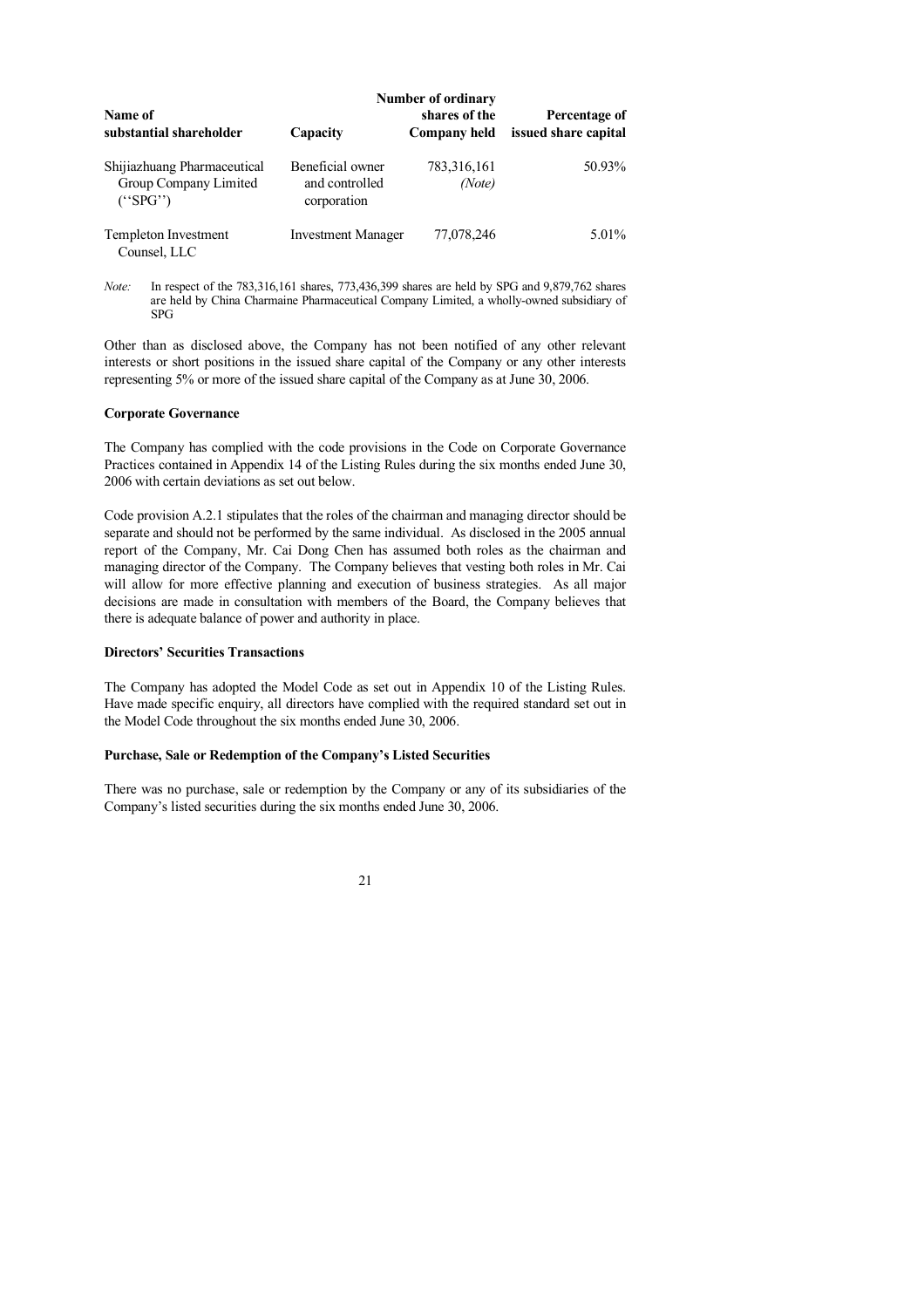| Name of substantial shareholder | Capacity | Number of ordinary shares of the Company held | Percentage of issued share capital |
|---|---|---|---|
| Shijiazhuang Pharmaceutical Group Company Limited (''SPG'') | Beneficial owner and controlled corporation | 783,316,161 *(Note)* | 50.93% |
| Templeton Investment Counsel, LLC | Investment Manager | 77,078,246 | 5.01% |

*Note:* In respect of the 783,316,161 shares, 773,436,399 shares are held by SPG and 9,879,762 shares are held by China Charmaine Pharmaceutical Company Limited, a wholly-owned subsidiary of SPG

Other than as disclosed above, the Company has not been notified of any other relevant interests or short positions in the issued share capital of the Company or any other interests representing 5% or more of the issued share capital of the Company as at June 30, 2006.

**Corporate Governance**

The Company has complied with the code provisions in the Code on Corporate Governance Practices contained in Appendix 14 of the Listing Rules during the six months ended June 30, 2006 with certain deviations as set out below.

Code provision A.2.1 stipulates that the roles of the chairman and managing director should be separate and should not be performed by the same individual. As disclosed in the 2005 annual report of the Company, Mr. Cai Dong Chen has assumed both roles as the chairman and managing director of the Company. The Company believes that vesting both roles in Mr. Cai will allow for more effective planning and execution of business strategies. As all major decisions are made in consultation with members of the Board, the Company believes that there is adequate balance of power and authority in place.

**Directors' Securities Transactions**

The Company has adopted the Model Code as set out in Appendix 10 of the Listing Rules. Have made specific enquiry, all directors have complied with the required standard set out in the Model Code throughout the six months ended June 30, 2006.

**Purchase, Sale or Redemption of the Company's Listed Securities**

There was no purchase, sale or redemption by the Company or any of its subsidiaries of the Company's listed securities during the six months ended June 30, 2006.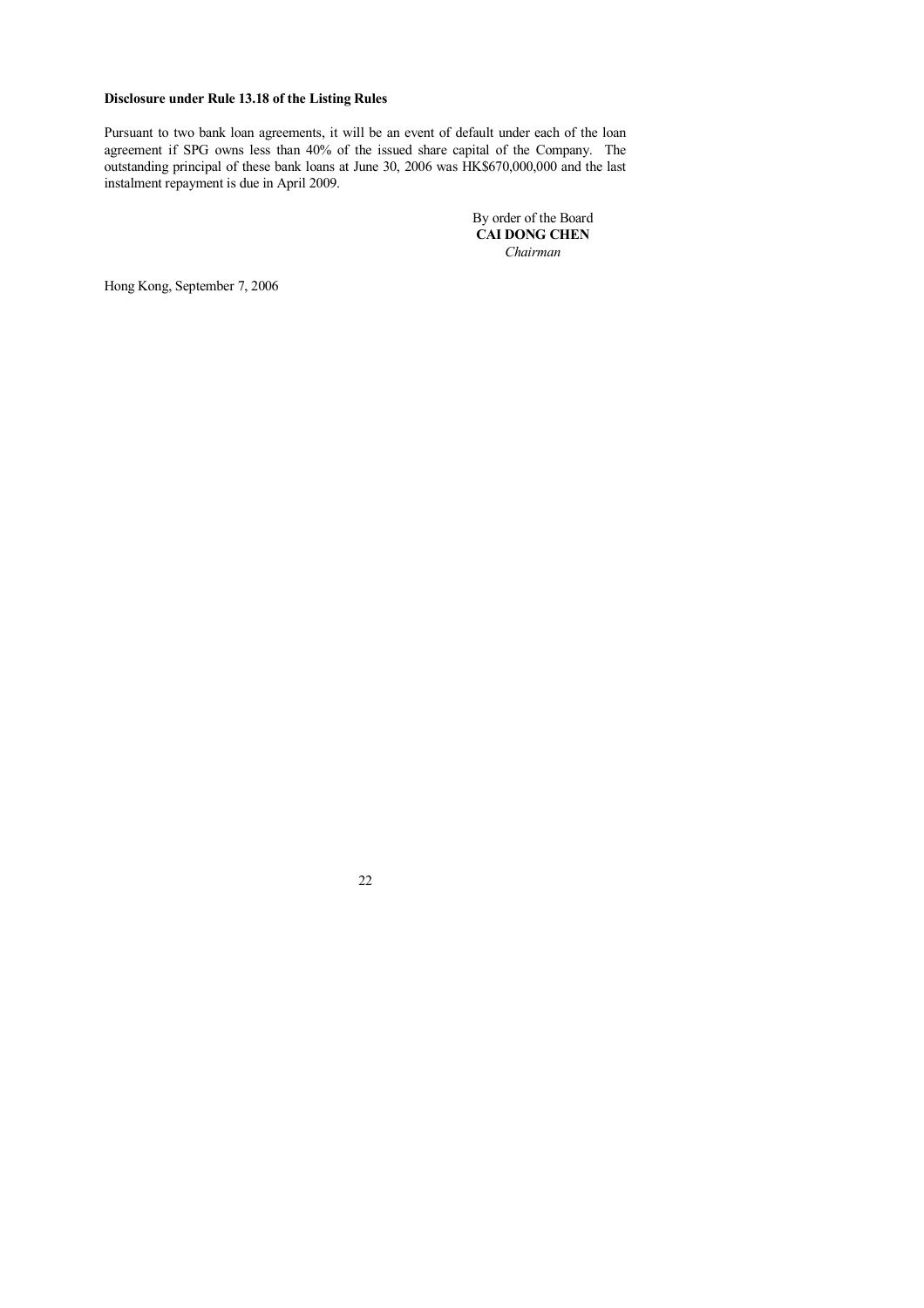**Disclosure under Rule 13.18 of the Listing Rules**

Pursuant to two bank loan agreements, it will be an event of default under each of the loan agreement if SPG owns less than 40% of the issued share capital of the Company. The outstanding principal of these bank loans at June 30, 2006 was HK$670,000,000 and the last instalment repayment is due in April 2009.

By order of the Board
**CAI DONG CHEN**
*Chairman*

Hong Kong, September 7, 2006